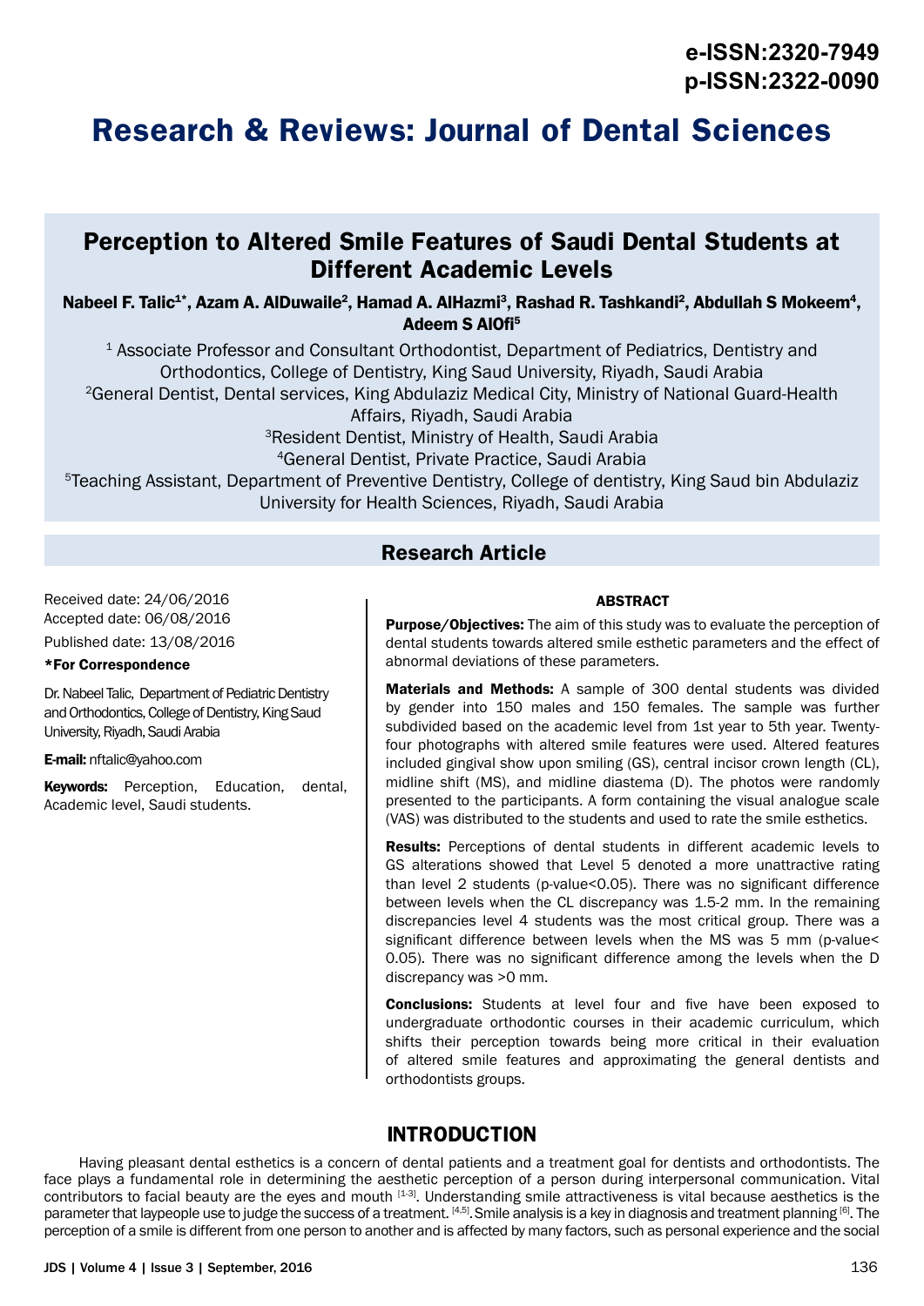e-ISSN:2320-7949
p-ISSN:2322-0090

# Research & Reviews: Journal of Dental Sciences

## Perception to Altered Smile Features of Saudi Dental Students at Different Academic Levels

**Nabeel F. Talic[1*], Azam A. AlDuwaile[2], Hamad A. AlHazmi[3], Rashad R. Tashkandi[2], Abdullah S Mokeem[4], Adeem S AlOfi[5]**

[1] Associate Professor and Consultant Orthodontist, Department of Pediatrics, Dentistry and Orthodontics, College of Dentistry, King Saud University, Riyadh, Saudi Arabia

[2]General Dentist, Dental services, King Abdulaziz Medical City, Ministry of National Guard-Health Affairs, Riyadh, Saudi Arabia

[3]Resident Dentist, Ministry of Health, Saudi Arabia

[4]General Dentist, Private Practice, Saudi Arabia

[5]Teaching Assistant, Department of Preventive Dentistry, College of dentistry, King Saud bin Abdulaziz University for Health Sciences, Riyadh, Saudi Arabia

### Research Article

Received date: 24/06/2016
Accepted date: 06/08/2016
Published date: 13/08/2016

**\*For Correspondence**

Dr. Nabeel Talic, Department of Pediatric Dentistry and Orthodontics, College of Dentistry, King Saud University, Riyadh, Saudi Arabia

**E-mail:** nftalic@yahoo.com

**Keywords:** Perception, Education, dental, Academic level, Saudi students.

### ABSTRACT

**Purpose/Objectives:** The aim of this study was to evaluate the perception of dental students towards altered smile esthetic parameters and the effect of abnormal deviations of these parameters.

**Materials and Methods:** A sample of 300 dental students was divided by gender into 150 males and 150 females. The sample was further subdivided based on the academic level from 1st year to 5th year. Twenty-four photographs with altered smile features were used. Altered features included gingival show upon smiling (GS), central incisor crown length (CL), midline shift (MS), and midline diastema (D). The photos were randomly presented to the participants. A form containing the visual analogue scale (VAS) was distributed to the students and used to rate the smile esthetics.

**Results:** Perceptions of dental students in different academic levels to GS alterations showed that Level 5 denoted a more unattractive rating than level 2 students (p-value<0.05). There was no significant difference between levels when the CL discrepancy was 1.5-2 mm. In the remaining discrepancies level 4 students was the most critical group. There was a significant difference between levels when the MS was 5 mm (p-value< 0.05). There was no significant difference among the levels when the D discrepancy was >0 mm.

**Conclusions:** Students at level four and five have been exposed to undergraduate orthodontic courses in their academic curriculum, which shifts their perception towards being more critical in their evaluation of altered smile features and approximating the general dentists and orthodontists groups.

## INTRODUCTION

Having pleasant dental esthetics is a concern of dental patients and a treatment goal for dentists and orthodontists. The face plays a fundamental role in determining the aesthetic perception of a person during interpersonal communication. Vital contributors to facial beauty are the eyes and mouth [1-3]. Understanding smile attractiveness is vital because aesthetics is the parameter that laypeople use to judge the success of a treatment. [4,5]. Smile analysis is a key in diagnosis and treatment planning [6]. The perception of a smile is different from one person to another and is affected by many factors, such as personal experience and the social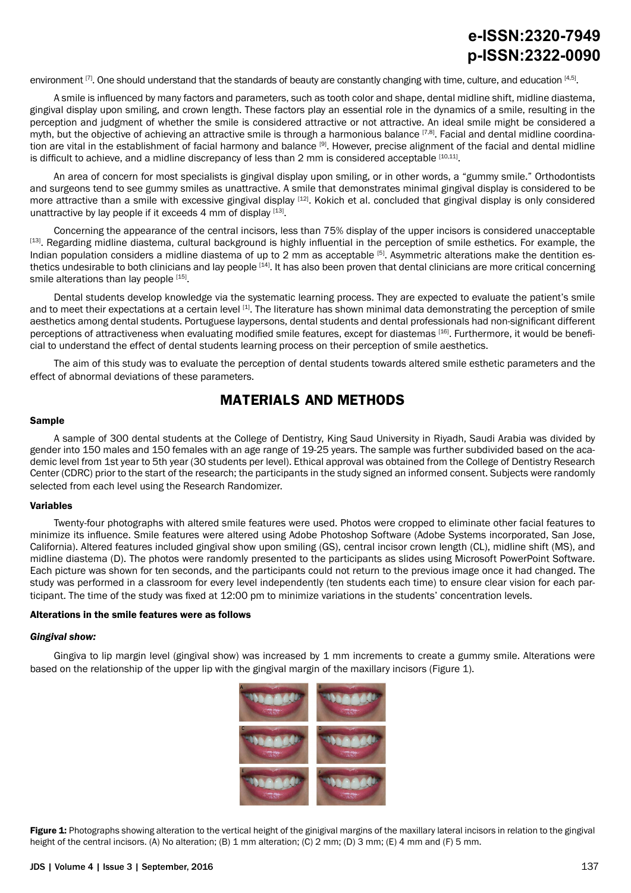environment [7]. One should understand that the standards of beauty are constantly changing with time, culture, and education [4,5].

A smile is influenced by many factors and parameters, such as tooth color and shape, dental midline shift, midline diastema, gingival display upon smiling, and crown length. These factors play an essential role in the dynamics of a smile, resulting in the perception and judgment of whether the smile is considered attractive or not attractive. An ideal smile might be considered a myth, but the objective of achieving an attractive smile is through a harmonious balance [7,8]. Facial and dental midline coordination are vital in the establishment of facial harmony and balance [9]. However, precise alignment of the facial and dental midline is difficult to achieve, and a midline discrepancy of less than 2 mm is considered acceptable [10,11].

An area of concern for most specialists is gingival display upon smiling, or in other words, a "gummy smile." Orthodontists and surgeons tend to see gummy smiles as unattractive. A smile that demonstrates minimal gingival display is considered to be more attractive than a smile with excessive gingival display [12]. Kokich et al. concluded that gingival display is only considered unattractive by lay people if it exceeds 4 mm of display [13].

Concerning the appearance of the central incisors, less than 75% display of the upper incisors is considered unacceptable [13]. Regarding midline diastema, cultural background is highly influential in the perception of smile esthetics. For example, the Indian population considers a midline diastema of up to 2 mm as acceptable [5]. Asymmetric alterations make the dentition esthetics undesirable to both clinicians and lay people [14]. It has also been proven that dental clinicians are more critical concerning smile alterations than lay people [15].

Dental students develop knowledge via the systematic learning process. They are expected to evaluate the patient's smile and to meet their expectations at a certain level [1]. The literature has shown minimal data demonstrating the perception of smile aesthetics among dental students. Portuguese laypersons, dental students and dental professionals had non-significant different perceptions of attractiveness when evaluating modified smile features, except for diastemas [16]. Furthermore, it would be beneficial to understand the effect of dental students learning process on their perception of smile aesthetics.

The aim of this study was to evaluate the perception of dental students towards altered smile esthetic parameters and the effect of abnormal deviations of these parameters.

## MATERIALS AND METHODS

### Sample

A sample of 300 dental students at the College of Dentistry, King Saud University in Riyadh, Saudi Arabia was divided by gender into 150 males and 150 females with an age range of 19-25 years. The sample was further subdivided based on the academic level from 1st year to 5th year (30 students per level). Ethical approval was obtained from the College of Dentistry Research Center (CDRC) prior to the start of the research; the participants in the study signed an informed consent. Subjects were randomly selected from each level using the Research Randomizer.

### Variables

Twenty-four photographs with altered smile features were used. Photos were cropped to eliminate other facial features to minimize its influence. Smile features were altered using Adobe Photoshop Software (Adobe Systems incorporated, San Jose, California). Altered features included gingival show upon smiling (GS), central incisor crown length (CL), midline shift (MS), and midline diastema (D). The photos were randomly presented to the participants as slides using Microsoft PowerPoint Software. Each picture was shown for ten seconds, and the participants could not return to the previous image once it had changed. The study was performed in a classroom for every level independently (ten students each time) to ensure clear vision for each participant. The time of the study was fixed at 12:00 pm to minimize variations in the students' concentration levels.

### Alterations in the smile features were as follows

#### *Gingival show:*

Gingiva to lip margin level (gingival show) was increased by 1 mm increments to create a gummy smile. Alterations were based on the relationship of the upper lip with the gingival margin of the maxillary incisors (Figure 1).

**Figure 1:** Photographs showing alteration to the vertical height of the ginigival margins of the maxillary lateral incisors in relation to the gingival height of the central incisors. (A) No alteration; (B) 1 mm alteration; (C) 2 mm; (D) 3 mm; (E) 4 mm and (F) 5 mm.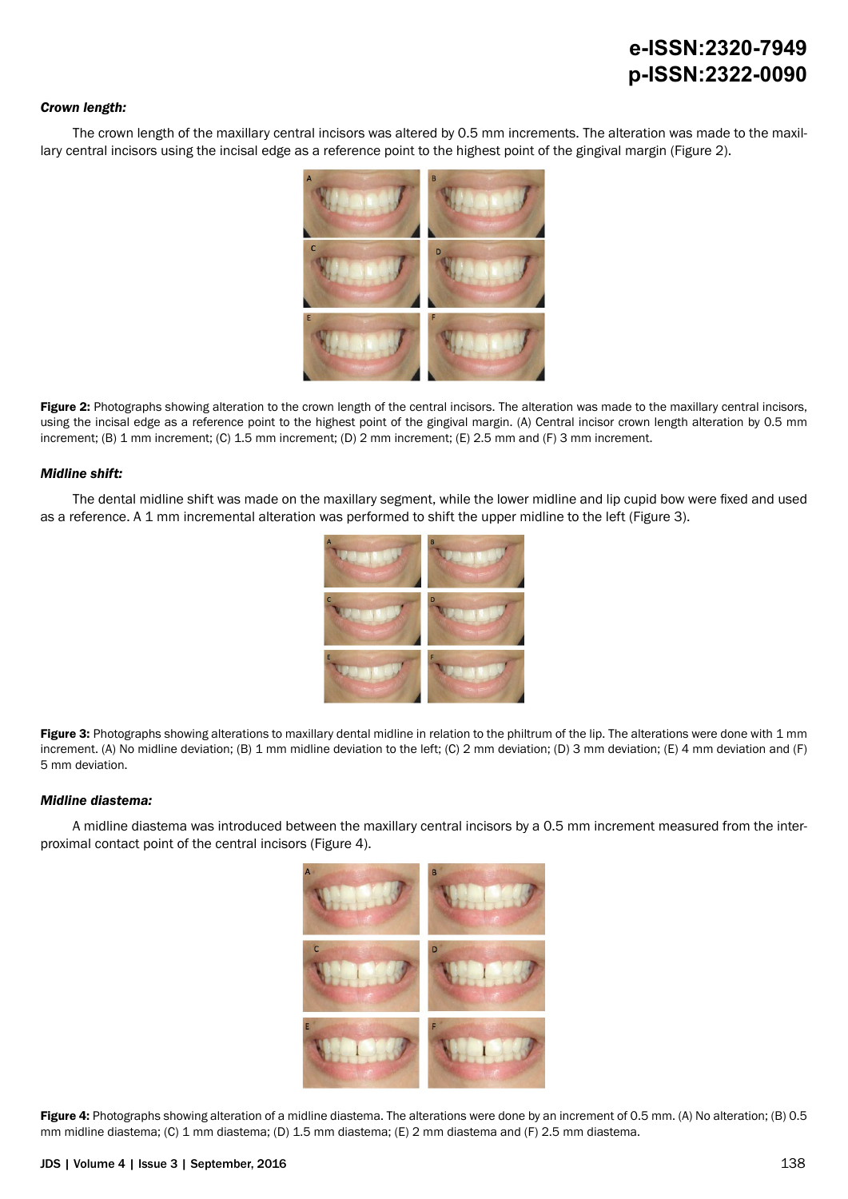***Crown length:***

The crown length of the maxillary central incisors was altered by 0.5 mm increments. The alteration was made to the maxillary central incisors using the incisal edge as a reference point to the highest point of the gingival margin (Figure 2).

**Figure 2:** Photographs showing alteration to the crown length of the central incisors. The alteration was made to the maxillary central incisors, using the incisal edge as a reference point to the highest point of the gingival margin. (A) Central incisor crown length alteration by 0.5 mm increment; (B) 1 mm increment; (C) 1.5 mm increment; (D) 2 mm increment; (E) 2.5 mm and (F) 3 mm increment.

***Midline shift:***

The dental midline shift was made on the maxillary segment, while the lower midline and lip cupid bow were fixed and used as a reference. A 1 mm incremental alteration was performed to shift the upper midline to the left (Figure 3).

**Figure 3:** Photographs showing alterations to maxillary dental midline in relation to the philtrum of the lip. The alterations were done with 1 mm increment. (A) No midline deviation; (B) 1 mm midline deviation to the left; (C) 2 mm deviation; (D) 3 mm deviation; (E) 4 mm deviation and (F) 5 mm deviation.

***Midline diastema:***

A midline diastema was introduced between the maxillary central incisors by a 0.5 mm increment measured from the interproximal contact point of the central incisors (Figure 4).

**Figure 4:** Photographs showing alteration of a midline diastema. The alterations were done by an increment of 0.5 mm. (A) No alteration; (B) 0.5 mm midline diastema; (C) 1 mm diastema; (D) 1.5 mm diastema; (E) 2 mm diastema and (F) 2.5 mm diastema.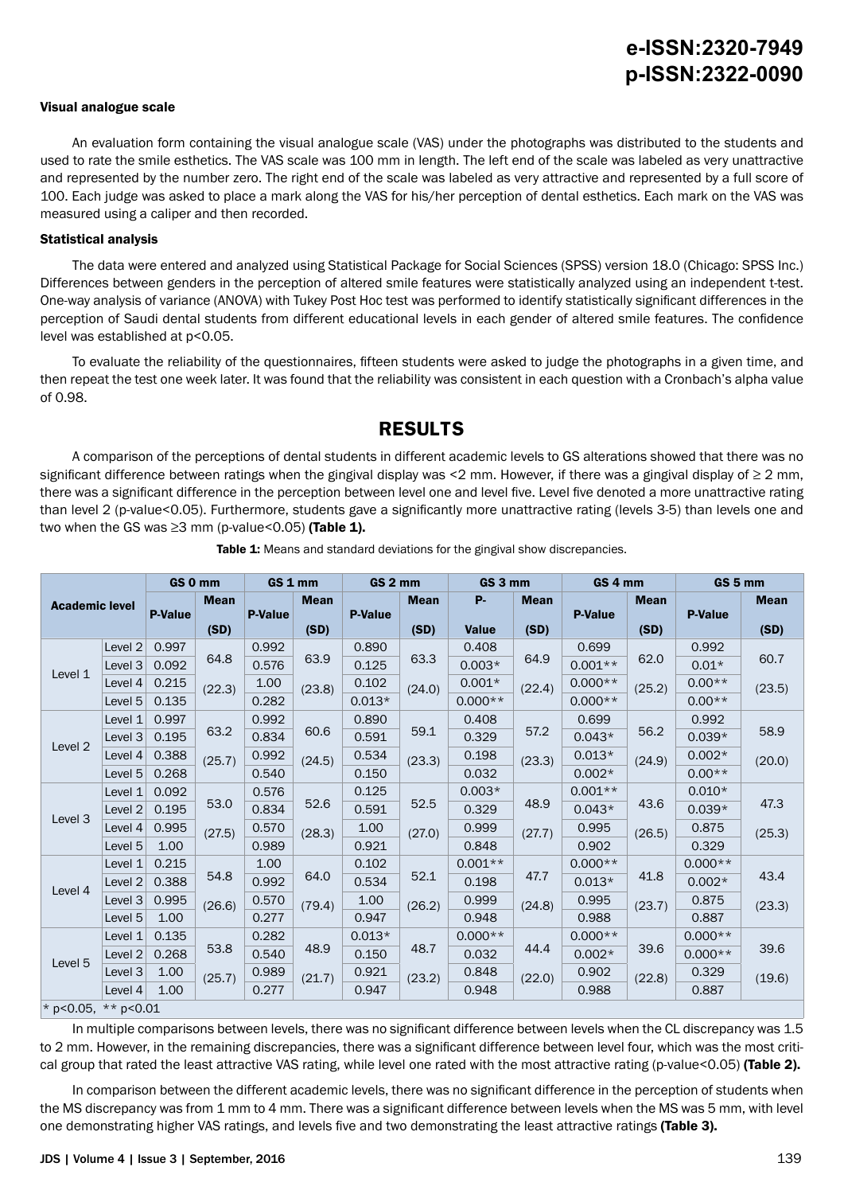#### Visual analogue scale

An evaluation form containing the visual analogue scale (VAS) under the photographs was distributed to the students and used to rate the smile esthetics. The VAS scale was 100 mm in length. The left end of the scale was labeled as very unattractive and represented by the number zero. The right end of the scale was labeled as very attractive and represented by a full score of 100. Each judge was asked to place a mark along the VAS for his/her perception of dental esthetics. Each mark on the VAS was measured using a caliper and then recorded.

#### Statistical analysis

The data were entered and analyzed using Statistical Package for Social Sciences (SPSS) version 18.0 (Chicago: SPSS Inc.) Differences between genders in the perception of altered smile features were statistically analyzed using an independent t-test. One-way analysis of variance (ANOVA) with Tukey Post Hoc test was performed to identify statistically significant differences in the perception of Saudi dental students from different educational levels in each gender of altered smile features. The confidence level was established at $p<0.05$.

To evaluate the reliability of the questionnaires, fifteen students were asked to judge the photographs in a given time, and then repeat the test one week later. It was found that the reliability was consistent in each question with a Cronbach's alpha value of 0.98.

## RESULTS

A comparison of the perceptions of dental students in different academic levels to GS alterations showed that there was no significant difference between ratings when the gingival display was <2 mm. However, if there was a gingival display of ≥ 2 mm, there was a significant difference in the perception between level one and level five. Level five denoted a more unattractive rating than level 2 (p-value<0.05). Furthermore, students gave a significantly more unattractive rating (levels 3-5) than levels one and two when the GS was ≥3 mm (p-value<0.05) **(Table 1).**

**Table 1:** Means and standard deviations for the gingival show discrepancies.

| Academic level | | GS 0 mm | | GS 1 mm | | GS 2 mm | | GS 3 mm | | GS 4 mm | | GS 5 mm | |
|---|---|---|---|---|---|---|---|---|---|---|---|---|---|
| | | P-Value | Mean (SD) | P-Value | Mean (SD) | P-Value | Mean (SD) | P-Value | Mean (SD) | P-Value | Mean (SD) | P-Value | Mean (SD) |
| Level 1 | Level 2 | 0.997 | 64.8 (22.3) | 0.992 | 63.9 (23.8) | 0.890 | 63.3 (24.0) | 0.408 | 64.9 (22.4) | 0.699 | 62.0 (25.2) | 0.992 | 60.7 (23.5) |
| | Level 3 | 0.092 | | 0.576 | | 0.125 | | 0.003* | | 0.001** | | 0.01* | |
| | Level 4 | 0.215 | | 1.00 | | 0.102 | | 0.001* | | 0.000** | | 0.00** | |
| | Level 5 | 0.135 | | 0.282 | | 0.013* | | 0.000** | | 0.000** | | 0.00** | |
| Level 2 | Level 1 | 0.997 | 63.2 (25.7) | 0.992 | 60.6 (24.5) | 0.890 | 59.1 (23.3) | 0.408 | 57.2 (23.3) | 0.699 | 56.2 (24.9) | 0.992 | 58.9 (20.0) |
| | Level 3 | 0.195 | | 0.834 | | 0.591 | | 0.329 | | 0.043* | | 0.039* | |
| | Level 4 | 0.388 | | 0.992 | | 0.534 | | 0.198 | | 0.013* | | 0.002* | |
| | Level 5 | 0.268 | | 0.540 | | 0.150 | | 0.032 | | 0.002* | | 0.00** | |
| Level 3 | Level 1 | 0.092 | 53.0 (27.5) | 0.576 | 52.6 (28.3) | 0.125 | 52.5 (27.0) | 0.003* | 48.9 (27.7) | 0.001** | 43.6 (26.5) | 0.010* | 47.3 (25.3) |
| | Level 2 | 0.195 | | 0.834 | | 0.591 | | 0.329 | | 0.043* | | 0.039* | |
| | Level 4 | 0.995 | | 0.570 | | 1.00 | | 0.999 | | 0.995 | | 0.875 | |
| | Level 5 | 1.00 | | 0.989 | | 0.921 | | 0.848 | | 0.902 | | 0.329 | |
| Level 4 | Level 1 | 0.215 | 54.8 (26.6) | 1.00 | 64.0 (79.4) | 0.102 | 52.1 (26.2) | 0.001** | 47.7 (24.8) | 0.000** | 41.8 (23.7) | 0.000** | 43.4 (23.3) |
| | Level 2 | 0.388 | | 0.992 | | 0.534 | | 0.198 | | 0.013* | | 0.002* | |
| | Level 3 | 0.995 | | 0.570 | | 1.00 | | 0.999 | | 0.995 | | 0.875 | |
| | Level 5 | 1.00 | | 0.277 | | 0.947 | | 0.948 | | 0.988 | | 0.887 | |
| Level 5 | Level 1 | 0.135 | 53.8 (25.7) | 0.282 | 48.9 (21.7) | 0.013* | 48.7 (23.2) | 0.000** | 44.4 (22.0) | 0.000** | 39.6 (22.8) | 0.000** | 39.6 (19.6) |
| | Level 2 | 0.268 | | 0.540 | | 0.150 | | 0.032 | | 0.002* | | 0.000** | |
| | Level 3 | 1.00 | | 0.989 | | 0.921 | | 0.848 | | 0.902 | | 0.329 | |
| | Level 4 | 1.00 | | 0.277 | | 0.947 | | 0.948 | | 0.988 | | 0.887 | |

\* p<0.05, ** p<0.01

In multiple comparisons between levels, there was no significant difference between levels when the CL discrepancy was 1.5 to 2 mm. However, in the remaining discrepancies, there was a significant difference between level four, which was the most critical group that rated the least attractive VAS rating, while level one rated with the most attractive rating (p-value<0.05) **(Table 2).**

In comparison between the different academic levels, there was no significant difference in the perception of students when the MS discrepancy was from 1 mm to 4 mm. There was a significant difference between levels when the MS was 5 mm, with level one demonstrating higher VAS ratings, and levels five and two demonstrating the least attractive ratings **(Table 3).**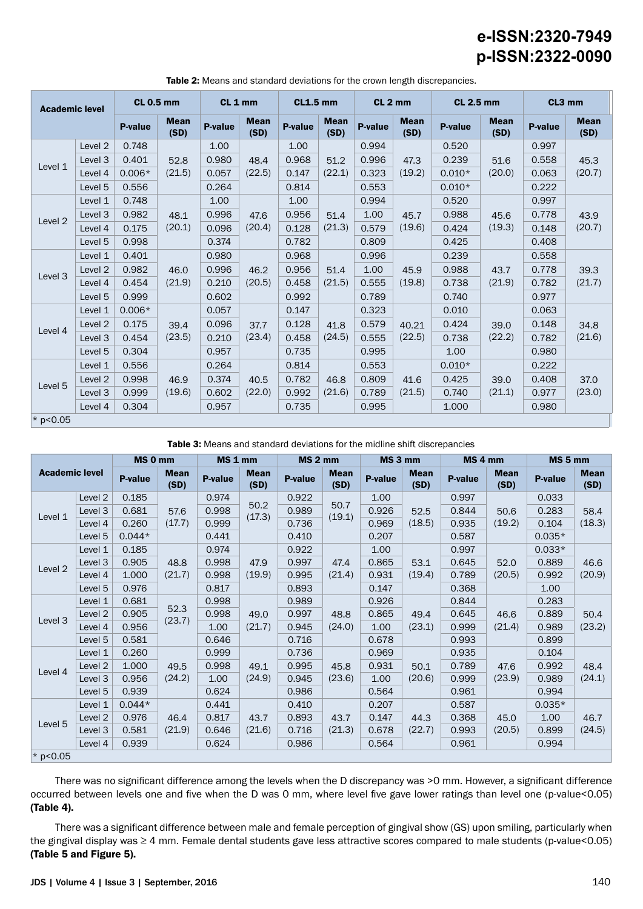**Table 2:** Means and standard deviations for the crown length discrepancies.

| Academic level | | CL 0.5 mm | | CL 1 mm | | CL1.5 mm | | CL 2 mm | | CL 2.5 mm | | CL3 mm | |
|---|---|---|---|---|---|---|---|---|---|---|---|---|---|
| | | P-value | Mean (SD) | P-value | Mean (SD) | P-value | Mean (SD) | P-value | Mean (SD) | P-value | Mean (SD) | P-value | Mean (SD) |
| Level 1 | Level 2 | 0.748 | 52.8 (21.5) | 1.00 | 48.4 (22.5) | 1.00 | 51.2 (22.1) | 0.994 | 47.3 (19.2) | 0.520 | 51.6 (20.0) | 0.997 | 45.3 (20.7) |
| | Level 3 | 0.401 | | 0.980 | | 0.968 | | 0.996 | | 0.239 | | 0.558 | |
| | Level 4 | 0.006* | | 0.057 | | 0.147 | | 0.323 | | 0.010* | | 0.063 | |
| | Level 5 | 0.556 | | 0.264 | | 0.814 | | 0.553 | | 0.010* | | 0.222 | |
| Level 2 | Level 1 | 0.748 | 48.1 (20.1) | 1.00 | 47.6 (20.4) | 1.00 | 51.4 (21.3) | 0.994 | 45.7 (19.6) | 0.520 | 45.6 (19.3) | 0.997 | 43.9 (20.7) |
| | Level 3 | 0.982 | | 0.996 | | 0.956 | | 1.00 | | 0.988 | | 0.778 | |
| | Level 4 | 0.175 | | 0.096 | | 0.128 | | 0.579 | | 0.424 | | 0.148 | |
| | Level 5 | 0.998 | | 0.374 | | 0.782 | | 0.809 | | 0.425 | | 0.408 | |
| Level 3 | Level 1 | 0.401 | 46.0 (21.9) | 0.980 | 46.2 (20.5) | 0.968 | 51.4 (21.5) | 0.996 | 45.9 (19.8) | 0.239 | 43.7 (21.9) | 0.558 | 39.3 (21.7) |
| | Level 2 | 0.982 | | 0.996 | | 0.956 | | 1.00 | | 0.988 | | 0.778 | |
| | Level 4 | 0.454 | | 0.210 | | 0.458 | | 0.555 | | 0.738 | | 0.782 | |
| | Level 5 | 0.999 | | 0.602 | | 0.992 | | 0.789 | | 0.740 | | 0.977 | |
| Level 4 | Level 1 | 0.006* | 39.4 (23.5) | 0.057 | 37.7 (23.4) | 0.147 | 41.8 (24.5) | 0.323 | 40.21 (22.5) | 0.010 | 39.0 (22.2) | 0.063 | 34.8 (21.6) |
| | Level 2 | 0.175 | | 0.096 | | 0.128 | | 0.579 | | 0.424 | | 0.148 | |
| | Level 3 | 0.454 | | 0.210 | | 0.458 | | 0.555 | | 0.738 | | 0.782 | |
| | Level 5 | 0.304 | | 0.957 | | 0.735 | | 0.995 | | 1.00 | | 0.980 | |
| Level 5 | Level 1 | 0.556 | 46.9 (19.6) | 0.264 | 40.5 (22.0) | 0.814 | 46.8 (21.6) | 0.553 | 41.6 (21.5) | 0.010* | 39.0 (21.1) | 0.222 | 37.0 (23.0) |
| | Level 2 | 0.998 | | 0.374 | | 0.782 | | 0.809 | | 0.425 | | 0.408 | |
| | Level 3 | 0.999 | | 0.602 | | 0.992 | | 0.789 | | 0.740 | | 0.977 | |
| | Level 4 | 0.304 | | 0.957 | | 0.735 | | 0.995 | | 1.000 | | 0.980 | |

* p<0.05

**Table 3:** Means and standard deviations for the midline shift discrepancies

| Academic level | | MS 0 mm | | MS 1 mm | | MS 2 mm | | MS 3 mm | | MS 4 mm | | MS 5 mm | |
|---|---|---|---|---|---|---|---|---|---|---|---|---|---|
| | | P-value | Mean (SD) | P-value | Mean (SD) | P-value | Mean (SD) | P-value | Mean (SD) | P-value | Mean (SD) | P-value | Mean (SD) |
| Level 1 | Level 2 | 0.185 | 57.6 (17.7) | 0.974 | 50.2 (17.3) | 0.922 | 50.7 (19.1) | 1.00 | 52.5 (18.5) | 0.997 | 50.6 (19.2) | 0.033 | 58.4 (18.3) |
| | Level 3 | 0.681 | | 0.998 | | 0.989 | | 0.926 | | 0.844 | | 0.283 | |
| | Level 4 | 0.260 | | 0.999 | | 0.736 | | 0.969 | | 0.935 | | 0.104 | |
| | Level 5 | 0.044* | | 0.441 | | 0.410 | | 0.207 | | 0.587 | | 0.035* | |
| Level 2 | Level 1 | 0.185 | 48.8 (21.7) | 0.974 | 47.9 (19.9) | 0.922 | 47.4 (21.4) | 1.00 | 53.1 (19.4) | 0.997 | 52.0 (20.5) | 0.033* | 46.6 (20.9) |
| | Level 3 | 0.905 | | 0.998 | | 0.997 | | 0.865 | | 0.645 | | 0.889 | |
| | Level 4 | 1.000 | | 0.998 | | 0.995 | | 0.931 | | 0.789 | | 0.992 | |
| | Level 5 | 0.976 | | 0.817 | | 0.893 | | 0.147 | | 0.368 | | 1.00 | |
| Level 3 | Level 1 | 0.681 | 52.3 (23.7) | 0.998 | 49.0 (21.7) | 0.989 | 48.8 (24.0) | 0.926 | 49.4 (23.1) | 0.844 | 46.6 (21.4) | 0.283 | 50.4 (23.2) |
| | Level 2 | 0.905 | | 0.998 | | 0.997 | | 0.865 | | 0.645 | | 0.889 | |
| | Level 4 | 0.956 | | 1.00 | | 0.945 | | 1.00 | | 0.999 | | 0.989 | |
| | Level 5 | 0.581 | | 0.646 | | 0.716 | | 0.678 | | 0.993 | | 0.899 | |
| Level 4 | Level 1 | 0.260 | 49.5 (24.2) | 0.999 | 49.1 (24.9) | 0.736 | 45.8 (23.6) | 0.969 | 50.1 (20.6) | 0.935 | 47.6 (23.9) | 0.104 | 48.4 (24.1) |
| | Level 2 | 1.000 | | 0.998 | | 0.995 | | 0.931 | | 0.789 | | 0.992 | |
| | Level 3 | 0.956 | | 1.00 | | 0.945 | | 1.00 | | 0.999 | | 0.989 | |
| | Level 5 | 0.939 | | 0.624 | | 0.986 | | 0.564 | | 0.961 | | 0.994 | |
| Level 5 | Level 1 | 0.044* | 46.4 (21.9) | 0.441 | 43.7 (21.6) | 0.410 | 43.7 (21.3) | 0.207 | 44.3 (22.7) | 0.587 | 45.0 (20.5) | 0.035* | 46.7 (24.5) |
| | Level 2 | 0.976 | | 0.817 | | 0.893 | | 0.147 | | 0.368 | | 1.00 | |
| | Level 3 | 0.581 | | 0.646 | | 0.716 | | 0.678 | | 0.993 | | 0.899 | |
| | Level 4 | 0.939 | | 0.624 | | 0.986 | | 0.564 | | 0.961 | | 0.994 | |

* p<0.05

There was no significant difference among the levels when the D discrepancy was >0 mm. However, a significant difference occurred between levels one and five when the D was 0 mm, where level five gave lower ratings than level one (p-value<0.05) **(Table 4).**

There was a significant difference between male and female perception of gingival show (GS) upon smiling, particularly when the gingival display was ≥ 4 mm. Female dental students gave less attractive scores compared to male students (p-value<0.05) **(Table 5 and Figure 5).**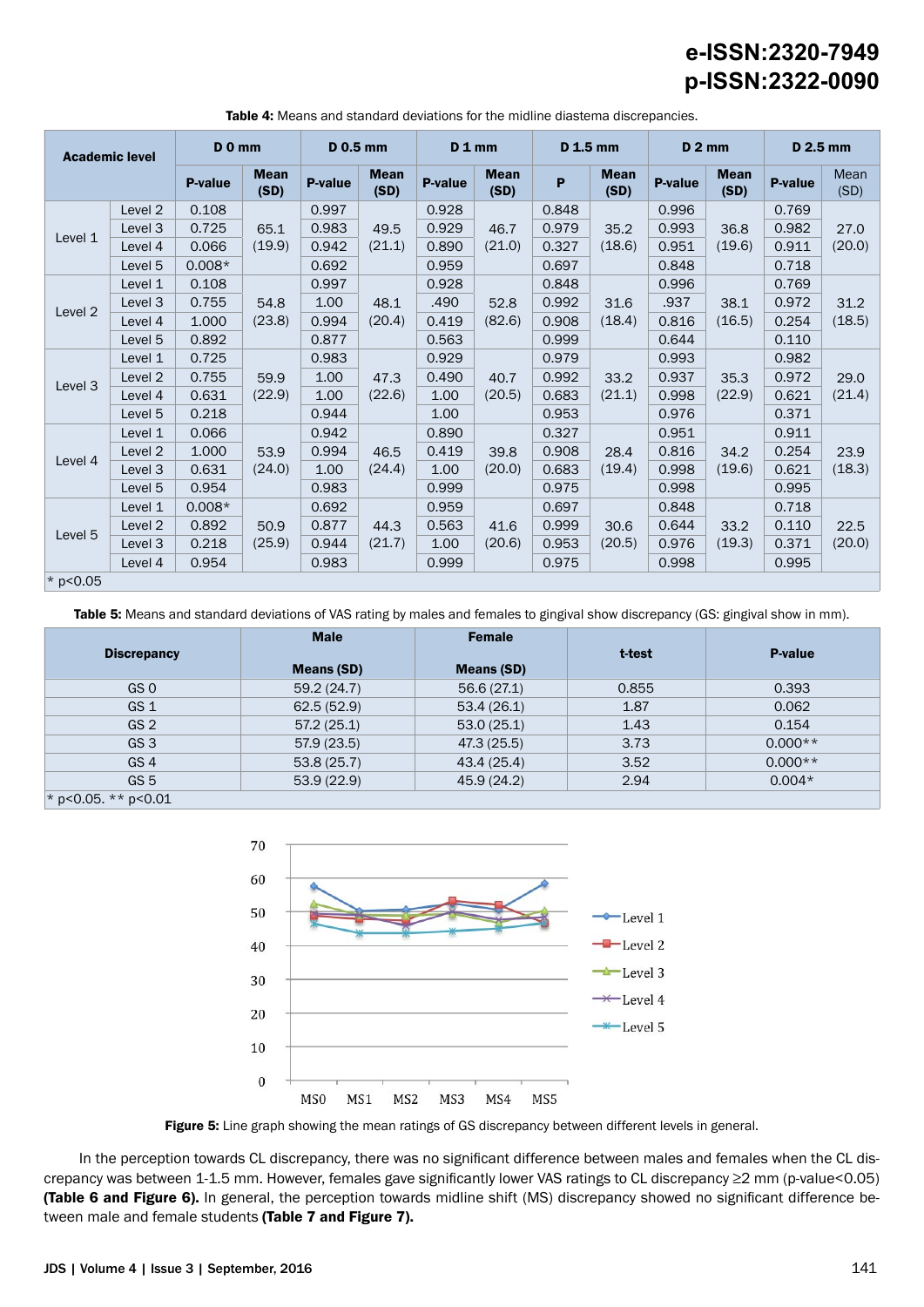**Table 4:** Means and standard deviations for the midline diastema discrepancies.

| Academic level | | D 0 mm | | D 0.5 mm | | D 1 mm | | D 1.5 mm | | D 2 mm | | D 2.5 mm | |
|---|---|---|---|---|---|---|---|---|---|---|---|---|---|
| | | P-value | Mean (SD) | P-value | Mean (SD) | P-value | Mean (SD) | P | Mean (SD) | P-value | Mean (SD) | P-value | Mean (SD) |
| Level 1 | Level 2 | 0.108 | 65.1 (19.9) | 0.997 | 49.5 (21.1) | 0.928 | 46.7 (21.0) | 0.848 | 35.2 (18.6) | 0.996 | 36.8 (19.6) | 0.769 | 27.0 (20.0) |
| | Level 3 | 0.725 | | 0.983 | | 0.929 | | 0.979 | | 0.993 | | 0.982 | |
| | Level 4 | 0.066 | | 0.942 | | 0.890 | | 0.327 | | 0.951 | | 0.911 | |
| | Level 5 | 0.008* | | 0.692 | | 0.959 | | 0.697 | | 0.848 | | 0.718 | |
| Level 2 | Level 1 | 0.108 | 54.8 (23.8) | 0.997 | 48.1 (20.4) | 0.928 | 52.8 (82.6) | 0.848 | 31.6 (18.4) | 0.996 | 38.1 (16.5) | 0.769 | 31.2 (18.5) |
| | Level 3 | 0.755 | | 1.00 | | .490 | | 0.992 | | .937 | | 0.972 | |
| | Level 4 | 1.000 | | 0.994 | | 0.419 | | 0.908 | | 0.816 | | 0.254 | |
| | Level 5 | 0.892 | | 0.877 | | 0.563 | | 0.999 | | 0.644 | | 0.110 | |
| Level 3 | Level 1 | 0.725 | 59.9 (22.9) | 0.983 | 47.3 (22.6) | 0.929 | 40.7 (20.5) | 0.979 | 33.2 (21.1) | 0.993 | 35.3 (22.9) | 0.982 | 29.0 (21.4) |
| | Level 2 | 0.755 | | 1.00 | | 0.490 | | 0.992 | | 0.937 | | 0.972 | |
| | Level 4 | 0.631 | | 1.00 | | 1.00 | | 0.683 | | 0.998 | | 0.621 | |
| | Level 5 | 0.218 | | 0.944 | | 1.00 | | 0.953 | | 0.976 | | 0.371 | |
| Level 4 | Level 1 | 0.066 | 53.9 (24.0) | 0.942 | 46.5 (24.4) | 0.890 | 39.8 (20.0) | 0.327 | 28.4 (19.4) | 0.951 | 34.2 (19.6) | 0.911 | 23.9 (18.3) |
| | Level 2 | 1.000 | | 0.994 | | 0.419 | | 0.908 | | 0.816 | | 0.254 | |
| | Level 3 | 0.631 | | 1.00 | | 1.00 | | 0.683 | | 0.998 | | 0.621 | |
| | Level 5 | 0.954 | | 0.983 | | 0.999 | | 0.975 | | 0.998 | | 0.995 | |
| Level 5 | Level 1 | 0.008* | 50.9 (25.9) | 0.692 | 44.3 (21.7) | 0.959 | 41.6 (20.6) | 0.697 | 30.6 (20.5) | 0.848 | 33.2 (19.3) | 0.718 | 22.5 (20.0) |
| | Level 2 | 0.892 | | 0.877 | | 0.563 | | 0.999 | | 0.644 | | 0.110 | |
| | Level 3 | 0.218 | | 0.944 | | 1.00 | | 0.953 | | 0.976 | | 0.371 | |
| | Level 4 | 0.954 | | 0.983 | | 0.999 | | 0.975 | | 0.998 | | 0.995 | |

* p<0.05

**Table 5:** Means and standard deviations of VAS rating by males and females to gingival show discrepancy (GS: gingival show in mm).

| Discrepancy | Male Means (SD) | Female Means (SD) | t-test | P-value |
|---|---|---|---|---|
| GS 0 | 59.2 (24.7) | 56.6 (27.1) | 0.855 | 0.393 |
| GS 1 | 62.5 (52.9) | 53.4 (26.1) | 1.87 | 0.062 |
| GS 2 | 57.2 (25.1) | 53.0 (25.1) | 1.43 | 0.154 |
| GS 3 | 57.9 (23.5) | 47.3 (25.5) | 3.73 | 0.000** |
| GS 4 | 53.8 (25.7) | 43.4 (25.4) | 3.52 | 0.000** |
| GS 5 | 53.9 (22.9) | 45.9 (24.2) | 2.94 | 0.004* |

* p<0.05. ** p<0.01

**Figure 5:** Line graph showing the mean ratings of GS discrepancy between different levels in general.

In the perception towards CL discrepancy, there was no significant difference between males and females when the CL discrepancy was between 1-1.5 mm. However, females gave significantly lower VAS ratings to CL discrepancy ≥2 mm (p-value<0.05) **(Table 6 and Figure 6).** In general, the perception towards midline shift (MS) discrepancy showed no significant difference between male and female students **(Table 7 and Figure 7).**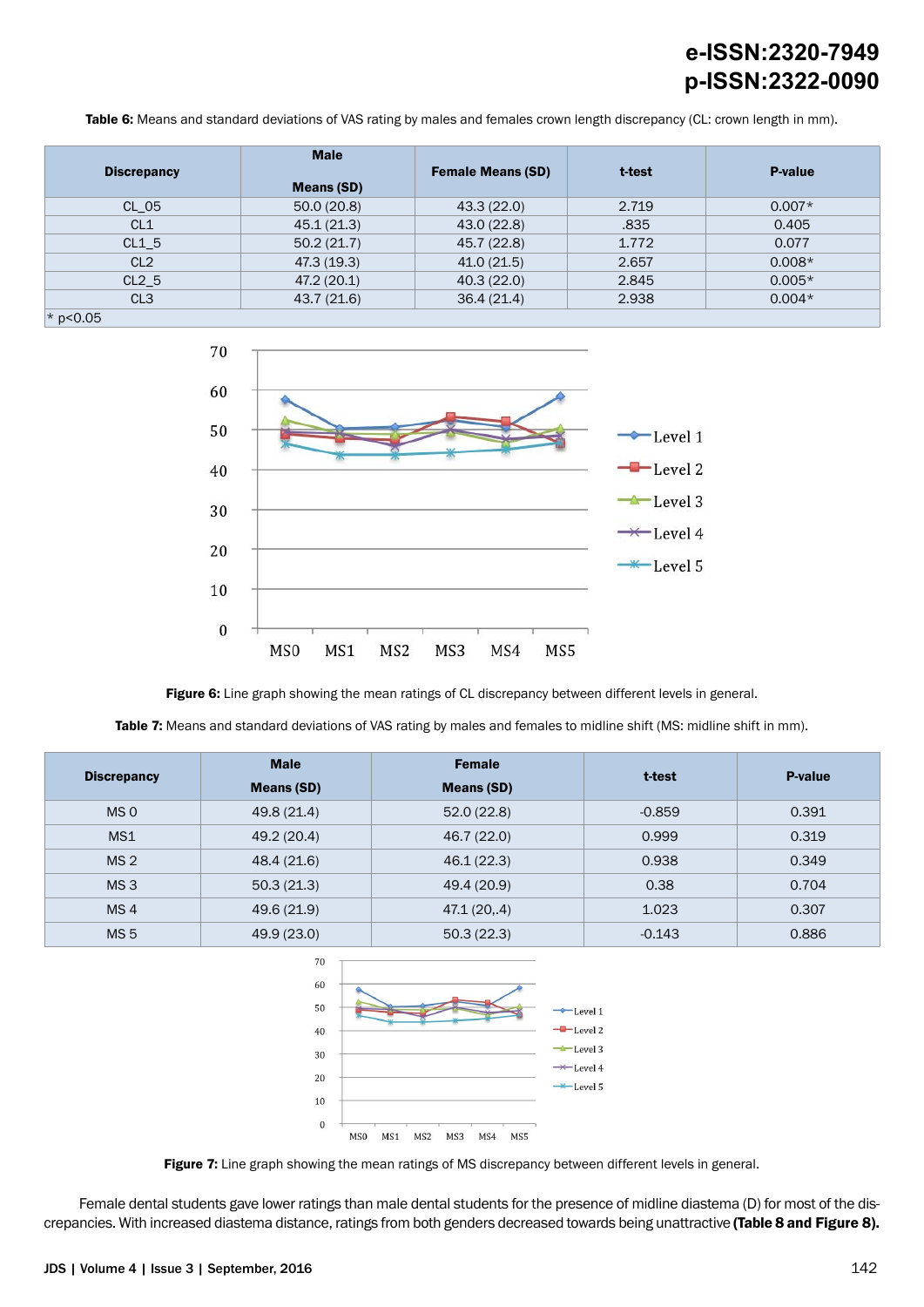**Table 6:** Means and standard deviations of VAS rating by males and females crown length discrepancy (CL: crown length in mm).

| Discrepancy | Male Means (SD) | Female Means (SD) | t-test | P-value |
|---|---|---|---|---|
| CL_05 | 50.0 (20.8) | 43.3 (22.0) | 2.719 | 0.007* |
| CL1 | 45.1 (21.3) | 43.0 (22.8) | .835 | 0.405 |
| CL1_5 | 50.2 (21.7) | 45.7 (22.8) | 1.772 | 0.077 |
| CL2 | 47.3 (19.3) | 41.0 (21.5) | 2.657 | 0.008* |
| CL2_5 | 47.2 (20.1) | 40.3 (22.0) | 2.845 | 0.005* |
| CL3 | 43.7 (21.6) | 36.4 (21.4) | 2.938 | 0.004* |

* p<0.05

**Figure 6:** Line graph showing the mean ratings of CL discrepancy between different levels in general.

**Table 7:** Means and standard deviations of VAS rating by males and females to midline shift (MS: midline shift in mm).

| Discrepancy | Male Means (SD) | Female Means (SD) | t-test | P-value |
|---|---|---|---|---|
| MS 0 | 49.8 (21.4) | 52.0 (22.8) | -0.859 | 0.391 |
| MS1 | 49.2 (20.4) | 46.7 (22.0) | 0.999 | 0.319 |
| MS 2 | 48.4 (21.6) | 46.1 (22.3) | 0.938 | 0.349 |
| MS 3 | 50.3 (21.3) | 49.4 (20.9) | 0.38 | 0.704 |
| MS 4 | 49.6 (21.9) | 47.1 (20,.4) | 1.023 | 0.307 |
| MS 5 | 49.9 (23.0) | 50.3 (22.3) | -0.143 | 0.886 |

**Figure 7:** Line graph showing the mean ratings of MS discrepancy between different levels in general.

Female dental students gave lower ratings than male dental students for the presence of midline diastema (D) for most of the discrepancies. With increased diastema distance, ratings from both genders decreased towards being unattractive **(Table 8 and Figure 8).**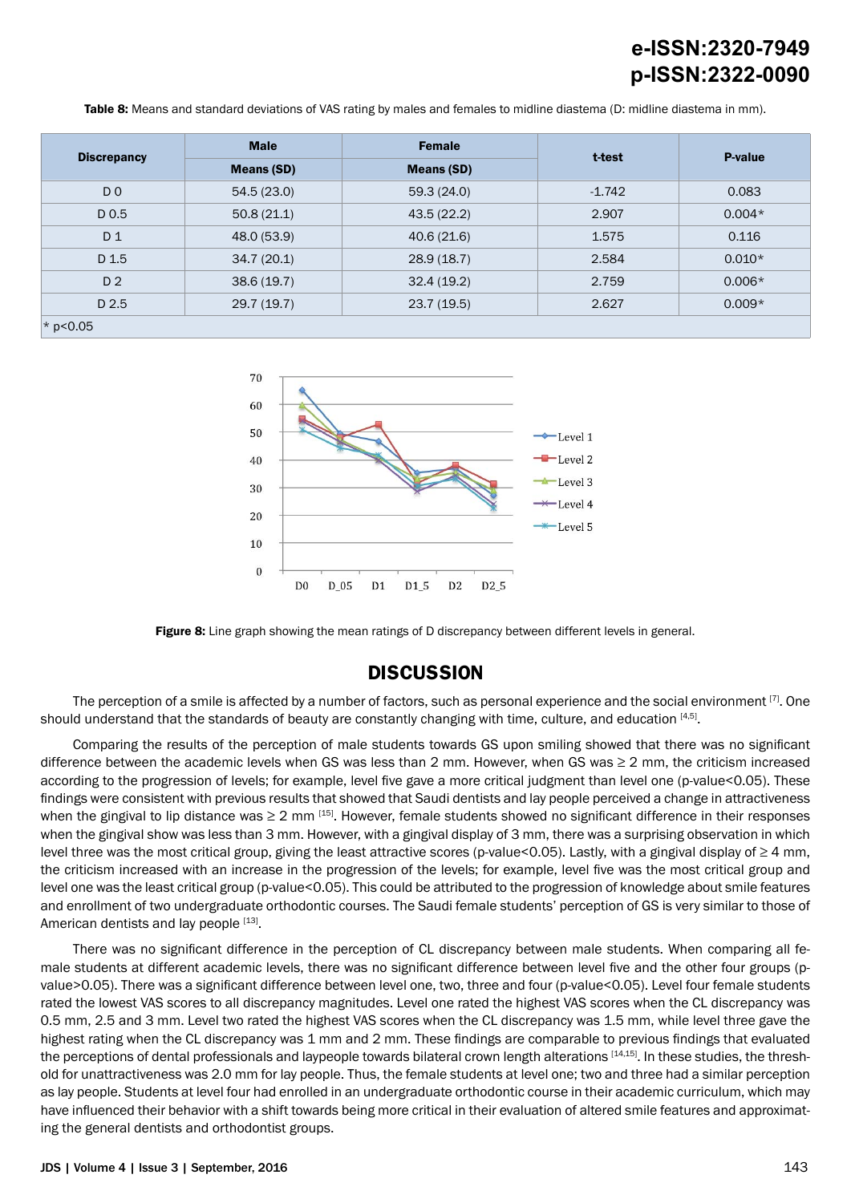**Table 8:** Means and standard deviations of VAS rating by males and females to midline diastema (D: midline diastema in mm).

| Discrepancy | Male | Female | t-test | P-value |
|---|---|---|---|---|
| | Means (SD) | Means (SD) | | |
| D 0 | 54.5 (23.0) | 59.3 (24.0) | -1.742 | 0.083 |
| D 0.5 | 50.8 (21.1) | 43.5 (22.2) | 2.907 | 0.004* |
| D 1 | 48.0 (53.9) | 40.6 (21.6) | 1.575 | 0.116 |
| D 1.5 | 34.7 (20.1) | 28.9 (18.7) | 2.584 | 0.010* |
| D 2 | 38.6 (19.7) | 32.4 (19.2) | 2.759 | 0.006* |
| D 2.5 | 29.7 (19.7) | 23.7 (19.5) | 2.627 | 0.009* |

* p<0.05

**Figure 8:** Line graph showing the mean ratings of D discrepancy between different levels in general.

## DISCUSSION

The perception of a smile is affected by a number of factors, such as personal experience and the social environment [7]. One should understand that the standards of beauty are constantly changing with time, culture, and education [4,5].

Comparing the results of the perception of male students towards GS upon smiling showed that there was no significant difference between the academic levels when GS was less than 2 mm. However, when GS was ≥ 2 mm, the criticism increased according to the progression of levels; for example, level five gave a more critical judgment than level one (p-value<0.05). These findings were consistent with previous results that showed that Saudi dentists and lay people perceived a change in attractiveness when the gingival to lip distance was ≥ 2 mm [15]. However, female students showed no significant difference in their responses when the gingival show was less than 3 mm. However, with a gingival display of 3 mm, there was a surprising observation in which level three was the most critical group, giving the least attractive scores (p-value<0.05). Lastly, with a gingival display of ≥ 4 mm, the criticism increased with an increase in the progression of the levels; for example, level five was the most critical group and level one was the least critical group (p-value<0.05). This could be attributed to the progression of knowledge about smile features and enrollment of two undergraduate orthodontic courses. The Saudi female students' perception of GS is very similar to those of American dentists and lay people [13].

There was no significant difference in the perception of CL discrepancy between male students. When comparing all female students at different academic levels, there was no significant difference between level five and the other four groups (p-value>0.05). There was a significant difference between level one, two, three and four (p-value<0.05). Level four female students rated the lowest VAS scores to all discrepancy magnitudes. Level one rated the highest VAS scores when the CL discrepancy was 0.5 mm, 2.5 and 3 mm. Level two rated the highest VAS scores when the CL discrepancy was 1.5 mm, while level three gave the highest rating when the CL discrepancy was 1 mm and 2 mm. These findings are comparable to previous findings that evaluated the perceptions of dental professionals and laypeople towards bilateral crown length alterations [14,15]. In these studies, the threshold for unattractiveness was 2.0 mm for lay people. Thus, the female students at level one; two and three had a similar perception as lay people. Students at level four had enrolled in an undergraduate orthodontic course in their academic curriculum, which may have influenced their behavior with a shift towards being more critical in their evaluation of altered smile features and approximating the general dentists and orthodontist groups.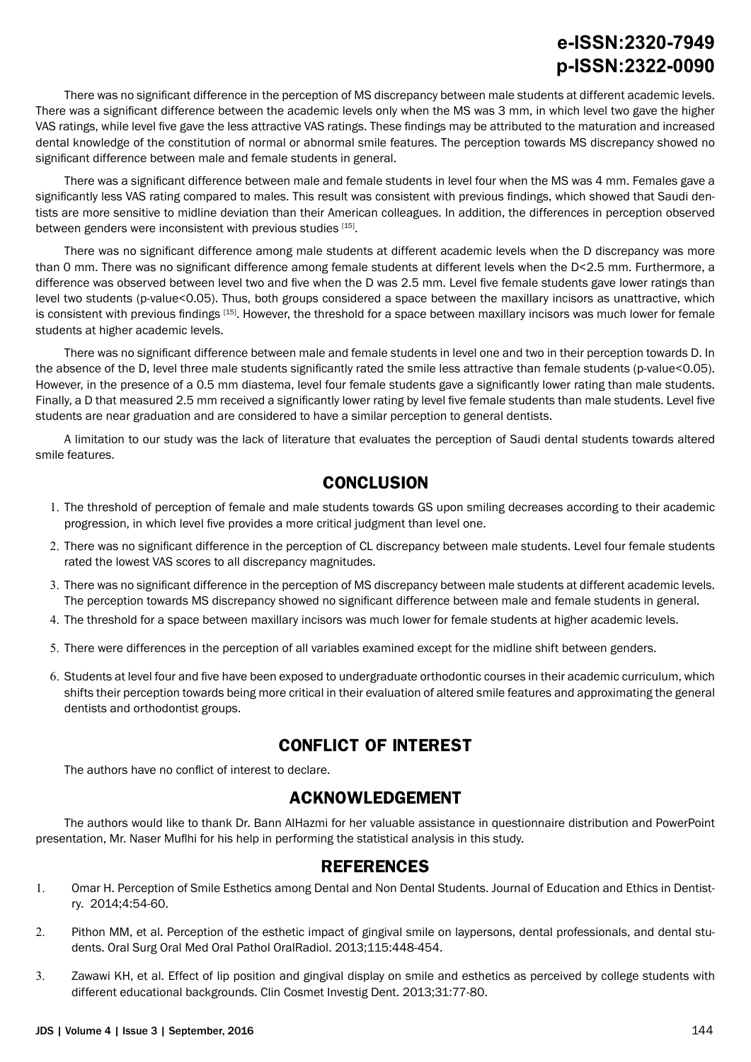There was no significant difference in the perception of MS discrepancy between male students at different academic levels. There was a significant difference between the academic levels only when the MS was 3 mm, in which level two gave the higher VAS ratings, while level five gave the less attractive VAS ratings. These findings may be attributed to the maturation and increased dental knowledge of the constitution of normal or abnormal smile features. The perception towards MS discrepancy showed no significant difference between male and female students in general.

There was a significant difference between male and female students in level four when the MS was 4 mm. Females gave a significantly less VAS rating compared to males. This result was consistent with previous findings, which showed that Saudi dentists are more sensitive to midline deviation than their American colleagues. In addition, the differences in perception observed between genders were inconsistent with previous studies [15].

There was no significant difference among male students at different academic levels when the D discrepancy was more than 0 mm. There was no significant difference among female students at different levels when the D<2.5 mm. Furthermore, a difference was observed between level two and five when the D was 2.5 mm. Level five female students gave lower ratings than level two students (p-value<0.05). Thus, both groups considered a space between the maxillary incisors as unattractive, which is consistent with previous findings [15]. However, the threshold for a space between maxillary incisors was much lower for female students at higher academic levels.

There was no significant difference between male and female students in level one and two in their perception towards D. In the absence of the D, level three male students significantly rated the smile less attractive than female students (p-value<0.05). However, in the presence of a 0.5 mm diastema, level four female students gave a significantly lower rating than male students. Finally, a D that measured 2.5 mm received a significantly lower rating by level five female students than male students. Level five students are near graduation and are considered to have a similar perception to general dentists.

A limitation to our study was the lack of literature that evaluates the perception of Saudi dental students towards altered smile features.

## CONCLUSION

1. The threshold of perception of female and male students towards GS upon smiling decreases according to their academic progression, in which level five provides a more critical judgment than level one.
2. There was no significant difference in the perception of CL discrepancy between male students. Level four female students rated the lowest VAS scores to all discrepancy magnitudes.
3. There was no significant difference in the perception of MS discrepancy between male students at different academic levels. The perception towards MS discrepancy showed no significant difference between male and female students in general.
4. The threshold for a space between maxillary incisors was much lower for female students at higher academic levels.
5. There were differences in the perception of all variables examined except for the midline shift between genders.
6. Students at level four and five have been exposed to undergraduate orthodontic courses in their academic curriculum, which shifts their perception towards being more critical in their evaluation of altered smile features and approximating the general dentists and orthodontist groups.

## CONFLICT OF INTEREST

The authors have no conflict of interest to declare.

## ACKNOWLEDGEMENT

The authors would like to thank Dr. Bann AlHazmi for her valuable assistance in questionnaire distribution and PowerPoint presentation, Mr. Naser Muflhi for his help in performing the statistical analysis in this study.

## REFERENCES

1. Omar H. Perception of Smile Esthetics among Dental and Non Dental Students. Journal of Education and Ethics in Dentistry. 2014;4:54-60.
2. Pithon MM, et al. Perception of the esthetic impact of gingival smile on laypersons, dental professionals, and dental students. Oral Surg Oral Med Oral Pathol OralRadiol. 2013;115:448-454.
3. Zawawi KH, et al. Effect of lip position and gingival display on smile and esthetics as perceived by college students with different educational backgrounds. Clin Cosmet Investig Dent. 2013;31:77-80.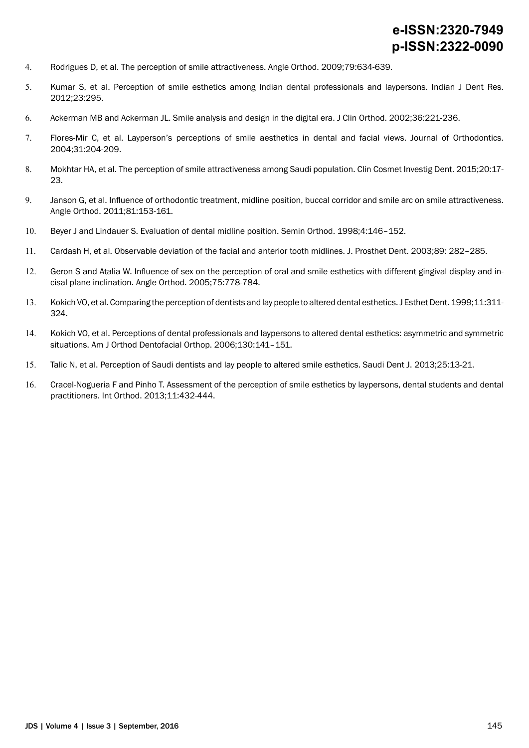4. Rodrigues D, et al. The perception of smile attractiveness. Angle Orthod. 2009;79:634-639.

5. Kumar S, et al. Perception of smile esthetics among Indian dental professionals and laypersons. Indian J Dent Res. 2012;23:295.

6. Ackerman MB and Ackerman JL. Smile analysis and design in the digital era. J Clin Orthod. 2002;36:221-236.

7. Flores-Mir C, et al. Layperson's perceptions of smile aesthetics in dental and facial views. Journal of Orthodontics. 2004;31:204-209.

8. Mokhtar HA, et al. The perception of smile attractiveness among Saudi population. Clin Cosmet Investig Dent. 2015;20:17-23.

9. Janson G, et al. Influence of orthodontic treatment, midline position, buccal corridor and smile arc on smile attractiveness. Angle Orthod. 2011;81:153-161.

10. Beyer J and Lindauer S. Evaluation of dental midline position. Semin Orthod. 1998;4:146–152.

11. Cardash H, et al. Observable deviation of the facial and anterior tooth midlines. J. Prosthet Dent. 2003;89: 282–285.

12. Geron S and Atalia W. Influence of sex on the perception of oral and smile esthetics with different gingival display and incisal plane inclination. Angle Orthod. 2005;75:778-784.

13. Kokich VO, et al. Comparing the perception of dentists and lay people to altered dental esthetics. J Esthet Dent. 1999;11:311-324.

14. Kokich VO, et al. Perceptions of dental professionals and laypersons to altered dental esthetics: asymmetric and symmetric situations. Am J Orthod Dentofacial Orthop. 2006;130:141–151.

15. Talic N, et al. Perception of Saudi dentists and lay people to altered smile esthetics. Saudi Dent J. 2013;25:13-21.

16. Cracel-Nogueria F and Pinho T. Assessment of the perception of smile esthetics by laypersons, dental students and dental practitioners. Int Orthod. 2013;11:432-444.